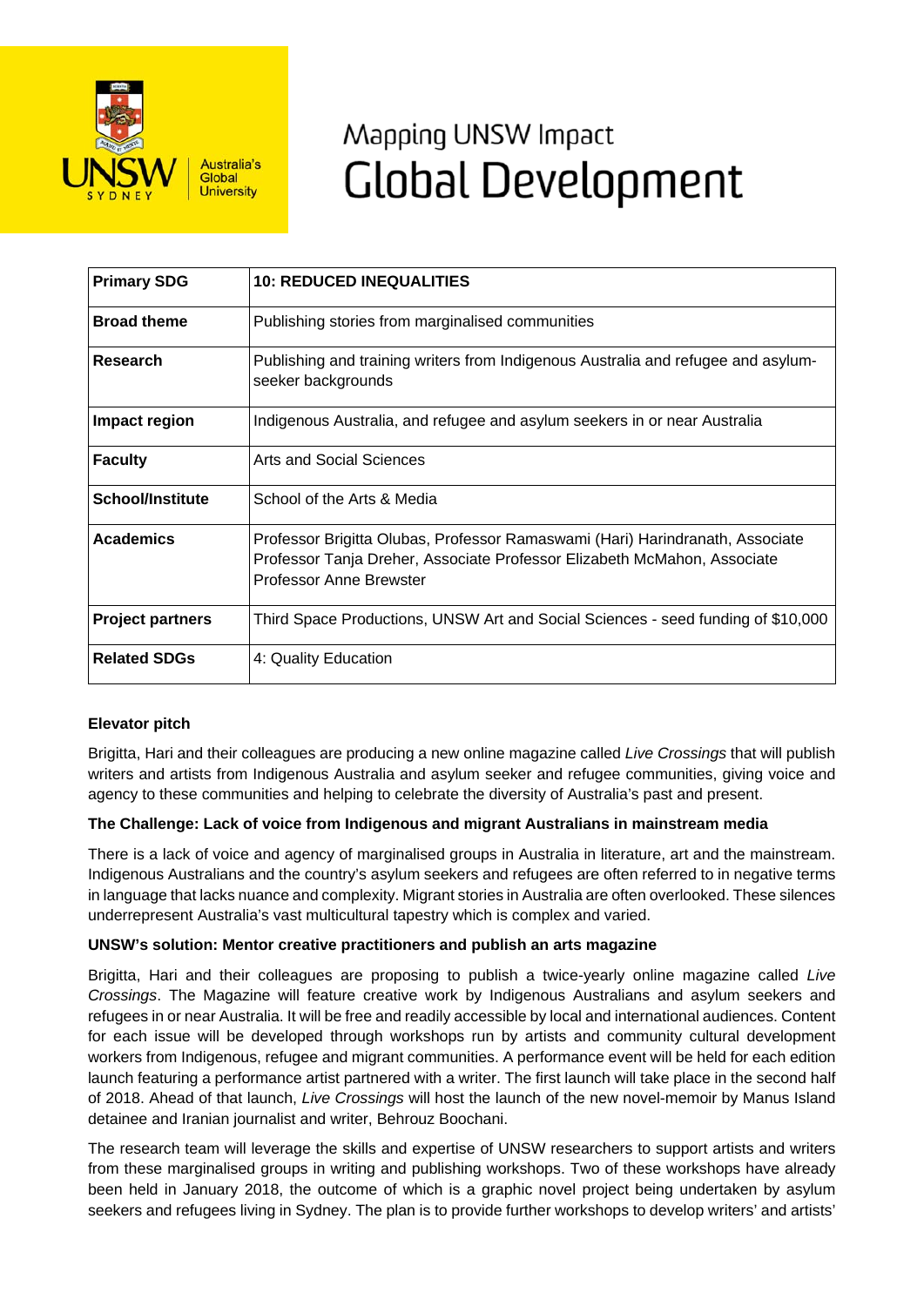# Mapping UNSW Impact
# Global Development

| Primary SDG | 10: REDUCED INEQUALITIES |
|---|---|
| Broad theme | Publishing stories from marginalised communities |
| Research | Publishing and training writers from Indigenous Australia and refugee and asylum-seeker backgrounds |
| Impact region | Indigenous Australia, and refugee and asylum seekers in or near Australia |
| Faculty | Arts and Social Sciences |
| School/Institute | School of the Arts & Media |
| Academics | Professor Brigitta Olubas, Professor Ramaswami (Hari) Harindranath, Associate Professor Tanja Dreher, Associate Professor Elizabeth McMahon, Associate Professor Anne Brewster |
| Project partners | Third Space Productions, UNSW Art and Social Sciences - seed funding of $10,000 |
| Related SDGs | 4: Quality Education |

**Elevator pitch**

Brigitta, Hari and their colleagues are producing a new online magazine called *Live Crossings* that will publish writers and artists from Indigenous Australia and asylum seeker and refugee communities, giving voice and agency to these communities and helping to celebrate the diversity of Australia's past and present.

**The Challenge: Lack of voice from Indigenous and migrant Australians in mainstream media**

There is a lack of voice and agency of marginalised groups in Australia in literature, art and the mainstream. Indigenous Australians and the country's asylum seekers and refugees are often referred to in negative terms in language that lacks nuance and complexity. Migrant stories in Australia are often overlooked. These silences underrepresent Australia's vast multicultural tapestry which is complex and varied.

**UNSW's solution: Mentor creative practitioners and publish an arts magazine**

Brigitta, Hari and their colleagues are proposing to publish a twice-yearly online magazine called *Live Crossings*. The Magazine will feature creative work by Indigenous Australians and asylum seekers and refugees in or near Australia. It will be free and readily accessible by local and international audiences. Content for each issue will be developed through workshops run by artists and community cultural development workers from Indigenous, refugee and migrant communities. A performance event will be held for each edition launch featuring a performance artist partnered with a writer. The first launch will take place in the second half of 2018. Ahead of that launch, *Live Crossings* will host the launch of the new novel-memoir by Manus Island detainee and Iranian journalist and writer, Behrouz Boochani.

The research team will leverage the skills and expertise of UNSW researchers to support artists and writers from these marginalised groups in writing and publishing workshops. Two of these workshops have already been held in January 2018, the outcome of which is a graphic novel project being undertaken by asylum seekers and refugees living in Sydney. The plan is to provide further workshops to develop writers' and artists'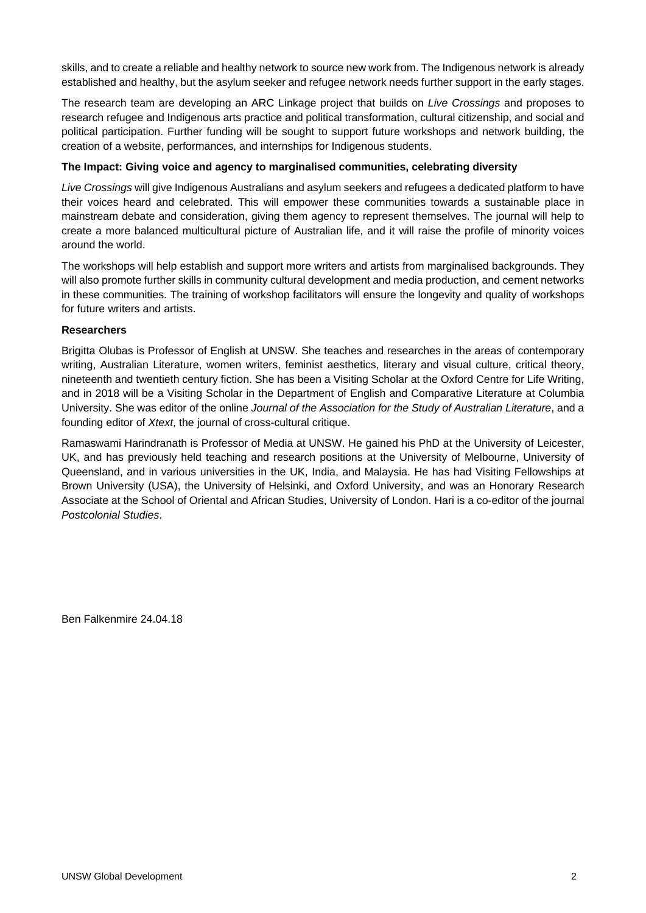skills, and to create a reliable and healthy network to source new work from. The Indigenous network is already established and healthy, but the asylum seeker and refugee network needs further support in the early stages.

The research team are developing an ARC Linkage project that builds on *Live Crossings* and proposes to research refugee and Indigenous arts practice and political transformation, cultural citizenship, and social and political participation. Further funding will be sought to support future workshops and network building, the creation of a website, performances, and internships for Indigenous students.

**The Impact: Giving voice and agency to marginalised communities, celebrating diversity**

*Live Crossings* will give Indigenous Australians and asylum seekers and refugees a dedicated platform to have their voices heard and celebrated. This will empower these communities towards a sustainable place in mainstream debate and consideration, giving them agency to represent themselves. The journal will help to create a more balanced multicultural picture of Australian life, and it will raise the profile of minority voices around the world.

The workshops will help establish and support more writers and artists from marginalised backgrounds. They will also promote further skills in community cultural development and media production, and cement networks in these communities. The training of workshop facilitators will ensure the longevity and quality of workshops for future writers and artists.

**Researchers**

Brigitta Olubas is Professor of English at UNSW. She teaches and researches in the areas of contemporary writing, Australian Literature, women writers, feminist aesthetics, literary and visual culture, critical theory, nineteenth and twentieth century fiction. She has been a Visiting Scholar at the Oxford Centre for Life Writing, and in 2018 will be a Visiting Scholar in the Department of English and Comparative Literature at Columbia University. She was editor of the online *Journal of the Association for the Study of Australian Literature*, and a founding editor of *Xtext*, the journal of cross-cultural critique.

Ramaswami Harindranath is Professor of Media at UNSW. He gained his PhD at the University of Leicester, UK, and has previously held teaching and research positions at the University of Melbourne, University of Queensland, and in various universities in the UK, India, and Malaysia. He has had Visiting Fellowships at Brown University (USA), the University of Helsinki, and Oxford University, and was an Honorary Research Associate at the School of Oriental and African Studies, University of London. Hari is a co-editor of the journal *Postcolonial Studies*.

Ben Falkenmire 24.04.18